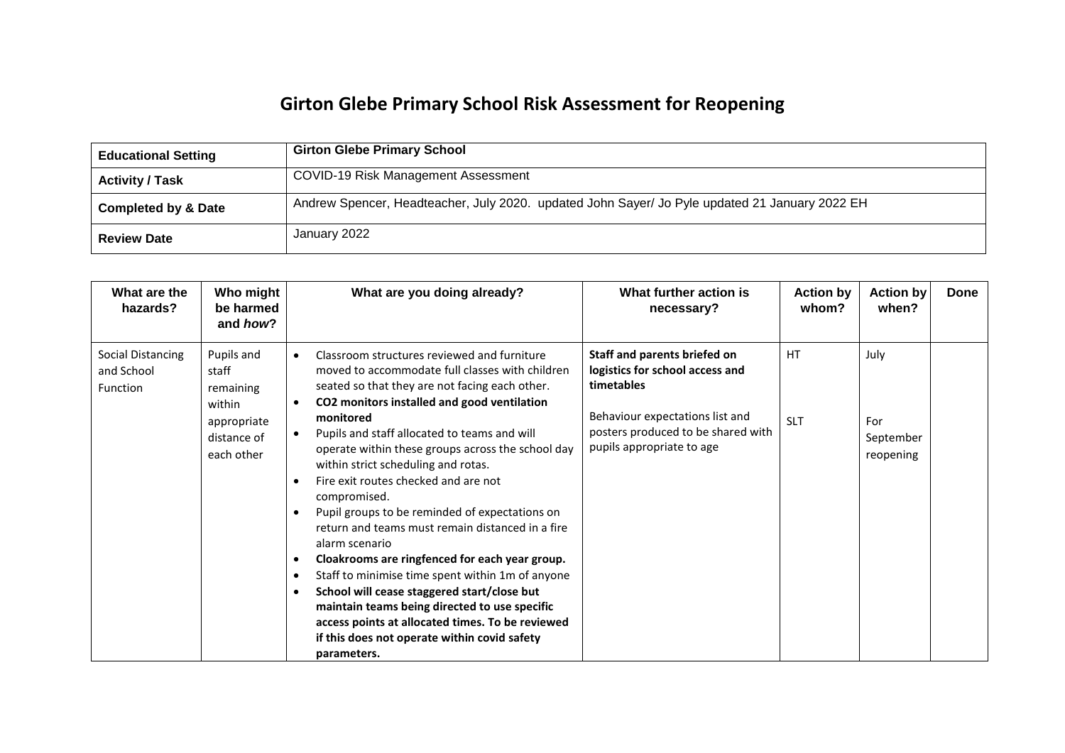# Girton Glebe Primary School Risk Assessment for Reopening

| | |
|---|---|
| **Educational Setting** | **Girton Glebe Primary School** |
| **Activity / Task** | COVID-19 Risk Management Assessment |
| **Completed by & Date** | Andrew Spencer, Headteacher, July 2020. updated John Sayer/ Jo Pyle updated 21 January 2022 EH |
| **Review Date** | January 2022 |

| What are the hazards? | Who might be harmed and *how*? | What are you doing already? | What further action is necessary? | Action by whom? | Action by when? | Done |
|---|---|---|---|---|---|---|
| Social Distancing and School Function | Pupils and staff remaining within appropriate distance of each other | • Classroom structures reviewed and furniture moved to accommodate full classes with children seated so that they are not facing each other.<br>• **CO2 monitors installed and good ventilation monitored**<br>• Pupils and staff allocated to teams and will operate within these groups across the school day within strict scheduling and rotas.<br>• Fire exit routes checked and are not compromised.<br>• Pupil groups to be reminded of expectations on return and teams must remain distanced in a fire alarm scenario<br>• **Cloakrooms are ringfenced for each year group.**<br>• Staff to minimise time spent within 1m of anyone<br>• **School will cease staggered start/close but maintain teams being directed to use specific access points at allocated times. To be reviewed if this does not operate within covid safety parameters.** | **Staff and parents briefed on logistics for school access and timetables**<br><br>Behaviour expectations list and posters produced to be shared with pupils appropriate to age | HT<br><br>SLT | July<br><br>For September reopening | |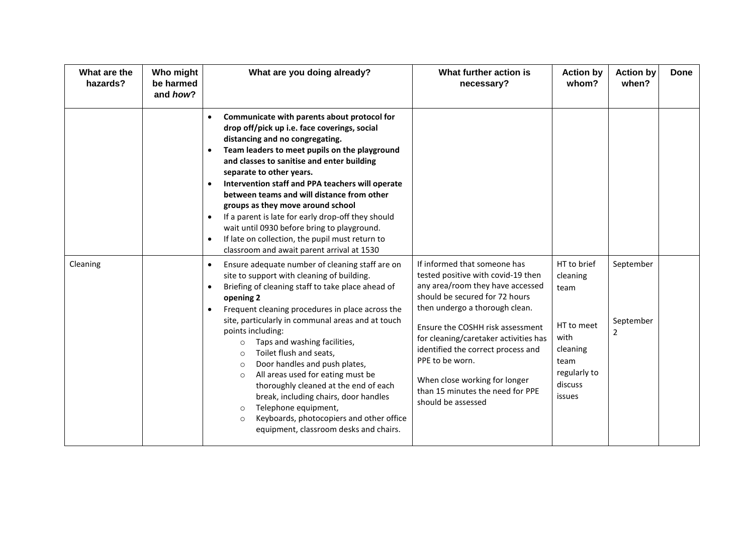| What are the hazards? | Who might be harmed and *how*? | What are you doing already? | What further action is necessary? | Action by whom? | Action by when? | Done |
|---|---|---|---|---|---|---|
| | | • **Communicate with parents about protocol for drop off/pick up i.e. face coverings, social distancing and no congregating.**<br>• **Team leaders to meet pupils on the playground and classes to sanitise and enter building separate to other years.**<br>• **Intervention staff and PPA teachers will operate between teams and will distance from other groups as they move around school**<br>• If a parent is late for early drop-off they should wait until 0930 before bring to playground.<br>• If late on collection, the pupil must return to classroom and await parent arrival at 1530 | | | | |
| Cleaning | | • Ensure adequate number of cleaning staff are on site to support with cleaning of building.<br>• Briefing of cleaning staff to take place ahead of **opening 2**<br>• Frequent cleaning procedures in place across the site, particularly in communal areas and at touch points including:<br>&nbsp;&nbsp;○ Taps and washing facilities,<br>&nbsp;&nbsp;○ Toilet flush and seats,<br>&nbsp;&nbsp;○ Door handles and push plates,<br>&nbsp;&nbsp;○ All areas used for eating must be thoroughly cleaned at the end of each break, including chairs, door handles<br>&nbsp;&nbsp;○ Telephone equipment,<br>&nbsp;&nbsp;○ Keyboards, photocopiers and other office equipment, classroom desks and chairs. | If informed that someone has tested positive with covid-19 then any area/room they have accessed should be secured for 72 hours then undergo a thorough clean.<br><br>Ensure the COSHH risk assessment for cleaning/caretaker activities has identified the correct process and PPE to be worn.<br><br>When close working for longer than 15 minutes the need for PPE should be assessed | HT to brief cleaning team<br><br>HT to meet with cleaning team regularly to discuss issues | September<br><br>September 2 | |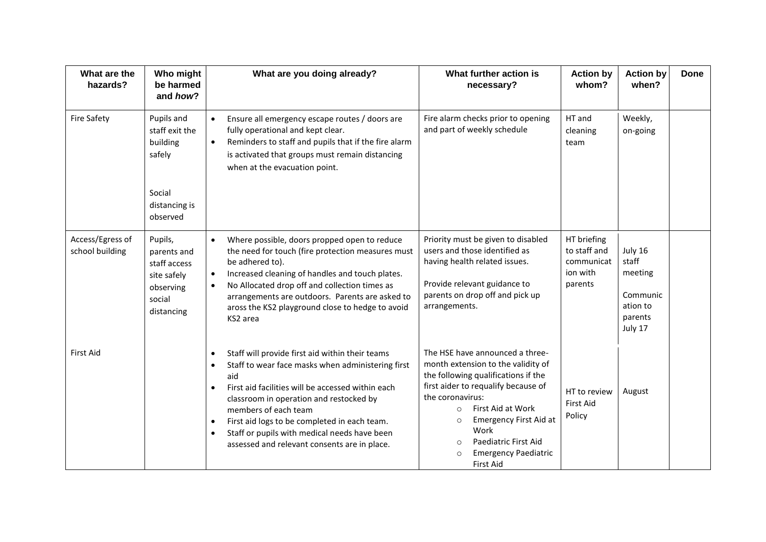| What are the hazards? | Who might be harmed and *how*? | What are you doing already? | What further action is necessary? | Action by whom? | Action by when? | Done |
|---|---|---|---|---|---|---|
| Fire Safety | Pupils and staff exit the building safely<br><br>Social distancing is observed | • Ensure all emergency escape routes / doors are fully operational and kept clear.<br>• Reminders to staff and pupils that if the fire alarm is activated that groups must remain distancing when at the evacuation point. | Fire alarm checks prior to opening and part of weekly schedule | HT and cleaning team | Weekly, on-going | |
| Access/Egress of school building | Pupils, parents and staff access site safely observing social distancing | • Where possible, doors propped open to reduce the need for touch (fire protection measures must be adhered to).<br>• Increased cleaning of handles and touch plates.<br>• No Allocated drop off and collection times as arrangements are outdoors. Parents are asked to aross the KS2 playground close to hedge to avoid KS2 area | Priority must be given to disabled users and those identified as having health related issues.<br><br>Provide relevant guidance to parents on drop off and pick up arrangements. | HT briefing to staff and communication with parents | July 16 staff meeting<br><br>Communication to parents July 17 | |
| First Aid | | • Staff will provide first aid within their teams<br>• Staff to wear face masks when administering first aid<br>• First aid facilities will be accessed within each classroom in operation and restocked by members of each team<br>• First aid logs to be completed in each team.<br>• Staff or pupils with medical needs have been assessed and relevant consents are in place. | The HSE have announced a three-month extension to the validity of the following qualifications if the first aider to requalify because of the coronavirus:<br>○ First Aid at Work<br>○ Emergency First Aid at Work<br>○ Paediatric First Aid<br>○ Emergency Paediatric First Aid | HT to review First Aid Policy | August | |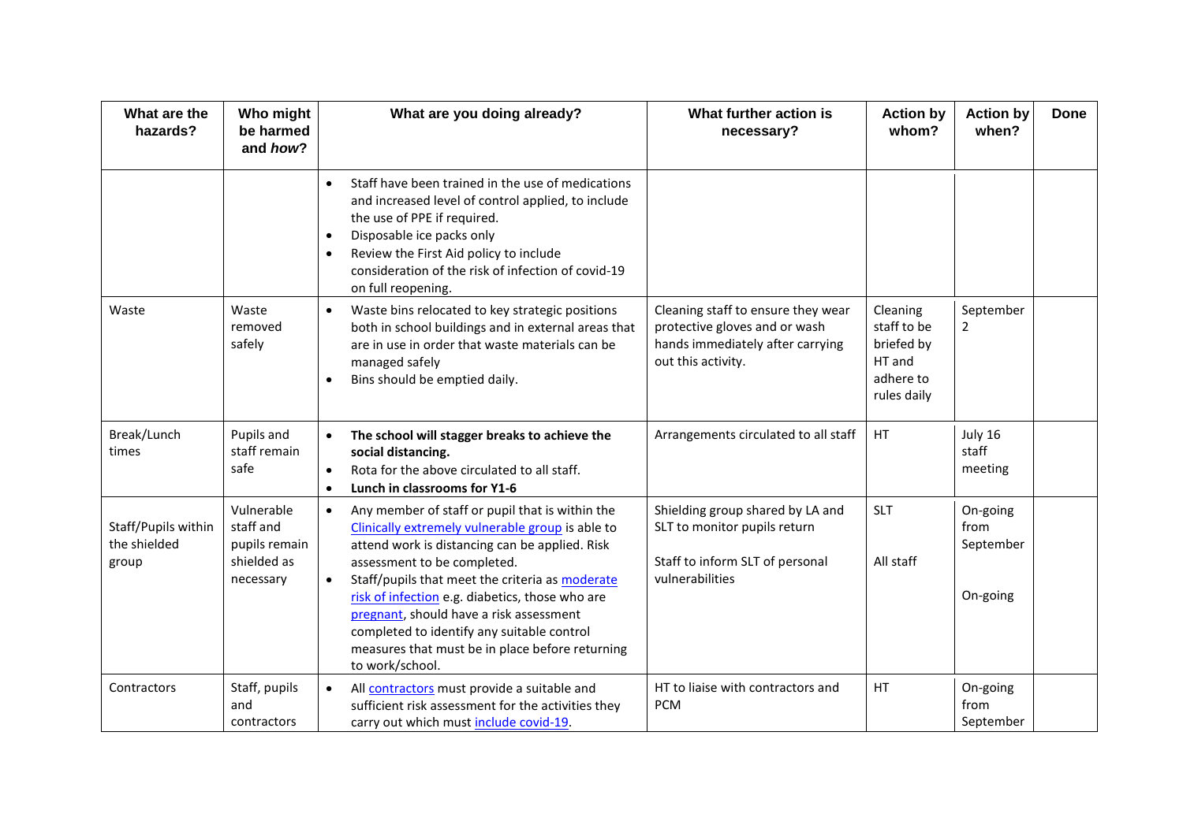| What are the hazards? | Who might be harmed and *how*? | What are you doing already? | What further action is necessary? | Action by whom? | Action by when? | Done |
|---|---|---|---|---|---|---|
| | | • Staff have been trained in the use of medications and increased level of control applied, to include the use of PPE if required.<br>• Disposable ice packs only<br>• Review the First Aid policy to include consideration of the risk of infection of covid-19 on full reopening. | | | | |
| Waste | Waste removed safely | • Waste bins relocated to key strategic positions both in school buildings and in external areas that are in use in order that waste materials can be managed safely<br>• Bins should be emptied daily. | Cleaning staff to ensure they wear protective gloves and or wash hands immediately after carrying out this activity. | Cleaning staff to be briefed by HT and adhere to rules daily | September 2 | |
| Break/Lunch times | Pupils and staff remain safe | • **The school will stagger breaks to achieve the social distancing.**<br>• Rota for the above circulated to all staff.<br>• **Lunch in classrooms for Y1-6** | Arrangements circulated to all staff | HT | July 16 staff meeting | |
| Staff/Pupils within the shielded group | Vulnerable staff and pupils remain shielded as necessary | • Any member of staff or pupil that is within the Clinically extremely vulnerable group is able to attend work is distancing can be applied. Risk assessment to be completed.<br>• Staff/pupils that meet the criteria as moderate risk of infection e.g. diabetics, those who are pregnant, should have a risk assessment completed to identify any suitable control measures that must be in place before returning to work/school. | Shielding group shared by LA and SLT to monitor pupils return<br><br>Staff to inform SLT of personal vulnerabilities | SLT<br><br>All staff | On-going from September<br><br>On-going | |
| Contractors | Staff, pupils and contractors | • All contractors must provide a suitable and sufficient risk assessment for the activities they carry out which must include covid-19. | HT to liaise with contractors and PCM | HT | On-going from September | |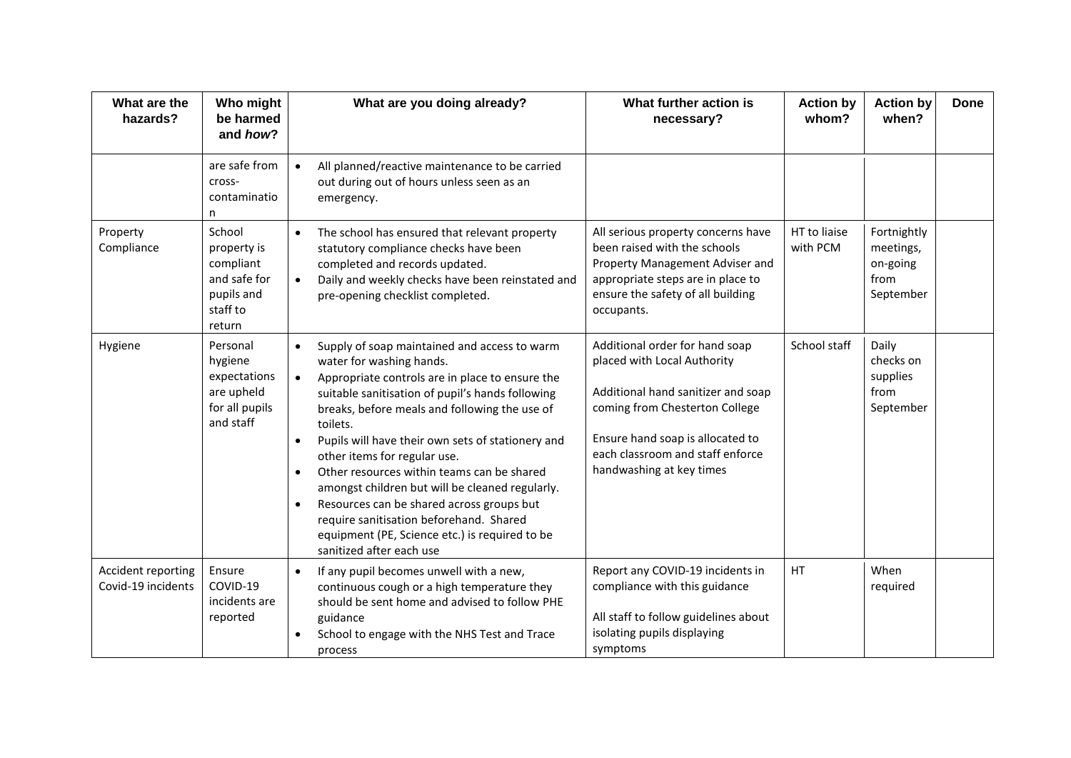| What are the hazards? | Who might be harmed and *how*? | What are you doing already? | What further action is necessary? | Action by whom? | Action by when? | Done |
|---|---|---|---|---|---|---|
| | are safe from cross-contamination | • All planned/reactive maintenance to be carried out during out of hours unless seen as an emergency. | | | | |
| Property Compliance | School property is compliant and safe for pupils and staff to return | • The school has ensured that relevant property statutory compliance checks have been completed and records updated.<br>• Daily and weekly checks have been reinstated and pre-opening checklist completed. | All serious property concerns have been raised with the schools Property Management Adviser and appropriate steps are in place to ensure the safety of all building occupants. | HT to liaise with PCM | Fortnightly meetings, on-going from September | |
| Hygiene | Personal hygiene expectations are upheld for all pupils and staff | • Supply of soap maintained and access to warm water for washing hands.<br>• Appropriate controls are in place to ensure the suitable sanitisation of pupil's hands following breaks, before meals and following the use of toilets.<br>• Pupils will have their own sets of stationery and other items for regular use.<br>• Other resources within teams can be shared amongst children but will be cleaned regularly.<br>• Resources can be shared across groups but require sanitisation beforehand. Shared equipment (PE, Science etc.) is required to be sanitized after each use | Additional order for hand soap placed with Local Authority<br><br>Additional hand sanitizer and soap coming from Chesterton College<br><br>Ensure hand soap is allocated to each classroom and staff enforce handwashing at key times | School staff | Daily checks on supplies from September | |
| Accident reporting Covid-19 incidents | Ensure COVID-19 incidents are reported | • If any pupil becomes unwell with a new, continuous cough or a high temperature they should be sent home and advised to follow PHE guidance<br>• School to engage with the NHS Test and Trace process | Report any COVID-19 incidents in compliance with this guidance<br><br>All staff to follow guidelines about isolating pupils displaying symptoms | HT | When required | |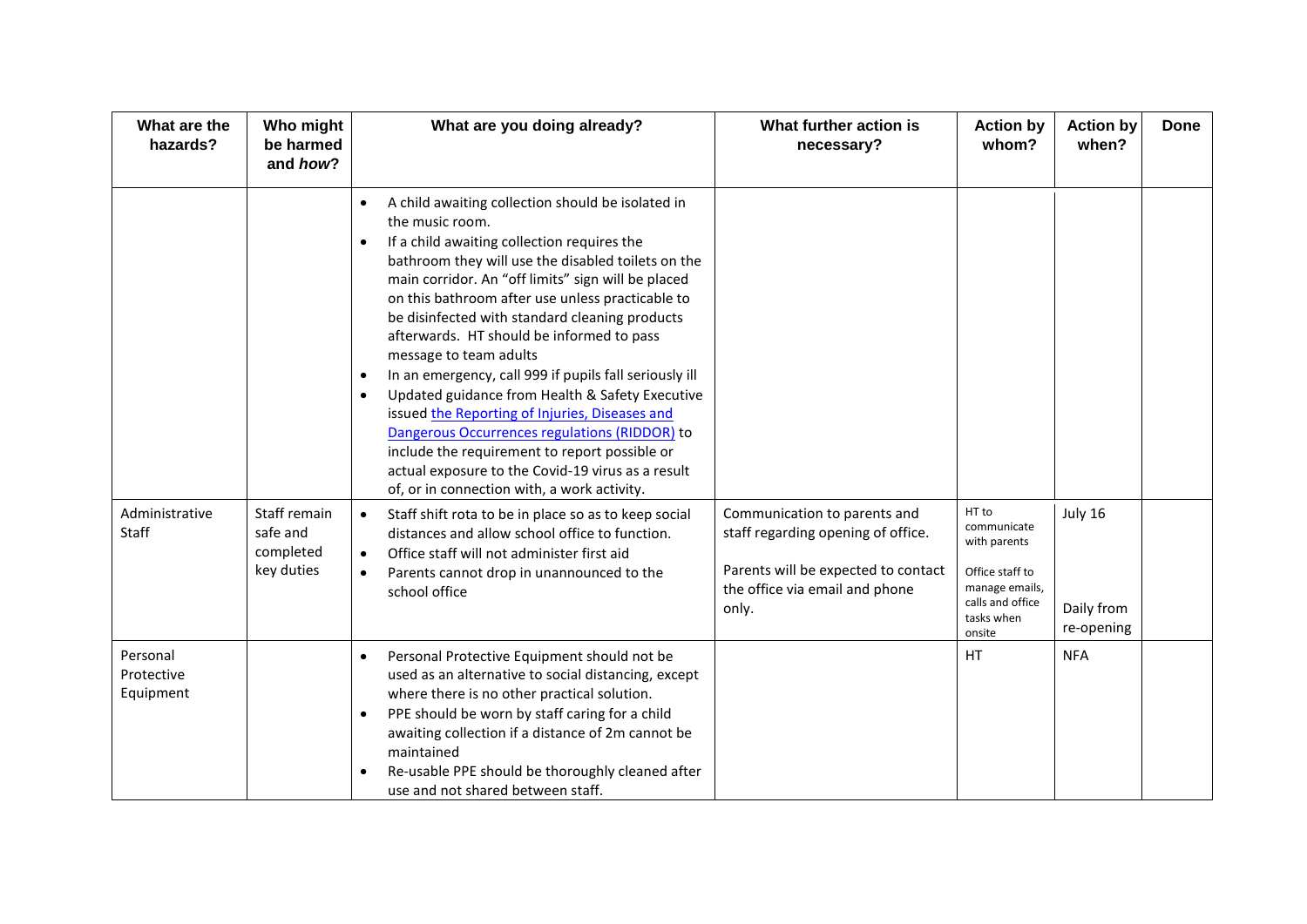| What are the hazards? | Who might be harmed and *how*? | What are you doing already? | What further action is necessary? | Action by whom? | Action by when? | Done |
|---|---|---|---|---|---|---|
| | | • A child awaiting collection should be isolated in the music room.<br>• If a child awaiting collection requires the bathroom they will use the disabled toilets on the main corridor. An "off limits" sign will be placed on this bathroom after use unless practicable to be disinfected with standard cleaning products afterwards. HT should be informed to pass message to team adults<br>• In an emergency, call 999 if pupils fall seriously ill<br>• Updated guidance from Health & Safety Executive issued [the Reporting of Injuries, Diseases and Dangerous Occurrences regulations (RIDDOR)]() to include the requirement to report possible or actual exposure to the Covid-19 virus as a result of, or in connection with, a work activity. | | | | |
| Administrative Staff | Staff remain safe and completed key duties | • Staff shift rota to be in place so as to keep social distances and allow school office to function.<br>• Office staff will not administer first aid<br>• Parents cannot drop in unannounced to the school office | Communication to parents and staff regarding opening of office.<br><br>Parents will be expected to contact the office via email and phone only. | HT to communicate with parents<br><br>Office staff to manage emails, calls and office tasks when onsite | July 16<br><br>Daily from re-opening | |
| Personal Protective Equipment | | • Personal Protective Equipment should not be used as an alternative to social distancing, except where there is no other practical solution.<br>• PPE should be worn by staff caring for a child awaiting collection if a distance of 2m cannot be maintained<br>• Re-usable PPE should be thoroughly cleaned after use and not shared between staff. | | HT | NFA | |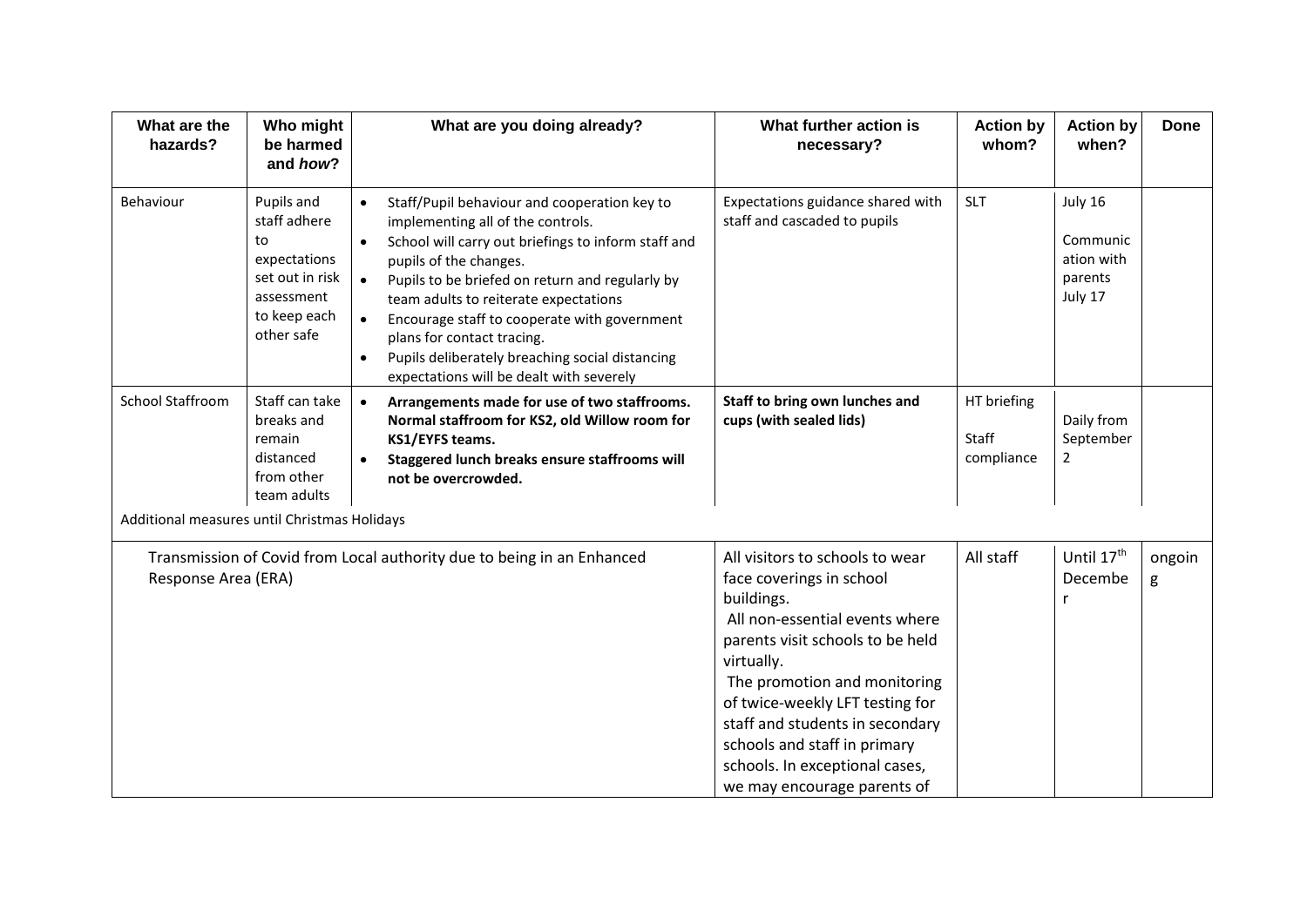| What are the hazards? | Who might be harmed and *how*? | What are you doing already? | What further action is necessary? | Action by whom? | Action by when? | Done |
|---|---|---|---|---|---|---|
| Behaviour | Pupils and staff adhere to expectations set out in risk assessment to keep each other safe | • Staff/Pupil behaviour and cooperation key to implementing all of the controls.<br>• School will carry out briefings to inform staff and pupils of the changes.<br>• Pupils to be briefed on return and regularly by team adults to reiterate expectations<br>• Encourage staff to cooperate with government plans for contact tracing.<br>• Pupils deliberately breaching social distancing expectations will be dealt with severely | Expectations guidance shared with staff and cascaded to pupils | SLT | July 16<br><br>Communication with parents July 17 | |
| School Staffroom | Staff can take breaks and remain distanced from other team adults | • **Arrangements made for use of two staffrooms. Normal staffroom for KS2, old Willow room for KS1/EYFS teams.**<br>• **Staggered lunch breaks ensure staffrooms will not be overcrowded.** | **Staff to bring own lunches and cups (with sealed lids)** | HT briefing<br><br>Staff compliance | Daily from September 2 | |
| Additional measures until Christmas Holidays | | | | | | |
| Transmission of Covid from Local authority due to being in an Enhanced Response Area (ERA) | | | All visitors to schools to wear face coverings in school buildings.<br>All non-essential events where parents visit schools to be held virtually.<br>The promotion and monitoring of twice-weekly LFT testing for staff and students in secondary schools and staff in primary schools. In exceptional cases, we may encourage parents of | All staff | Until 17th December | ongoing |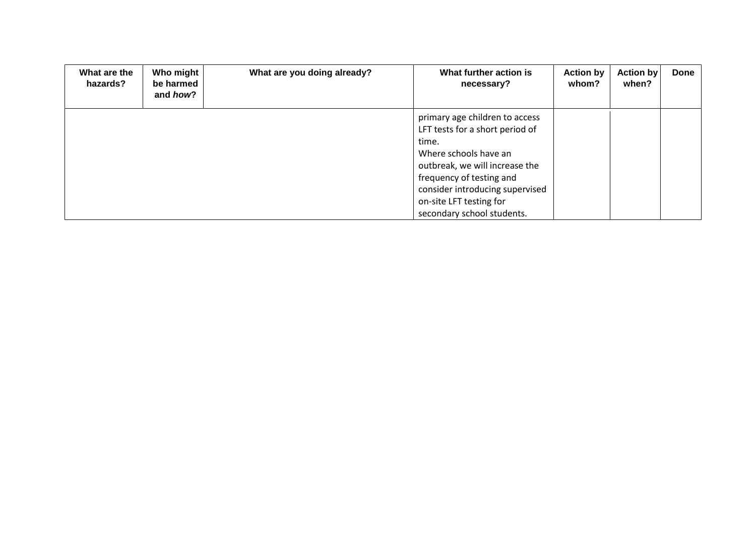| What are the hazards? | Who might be harmed and *how*? | What are you doing already? | What further action is necessary? | Action by whom? | Action by when? | Done |
|---|---|---|---|---|---|---|
| | | | primary age children to access LFT tests for a short period of time. Where schools have an outbreak, we will increase the frequency of testing and consider introducing supervised on-site LFT testing for secondary school students. | | | |